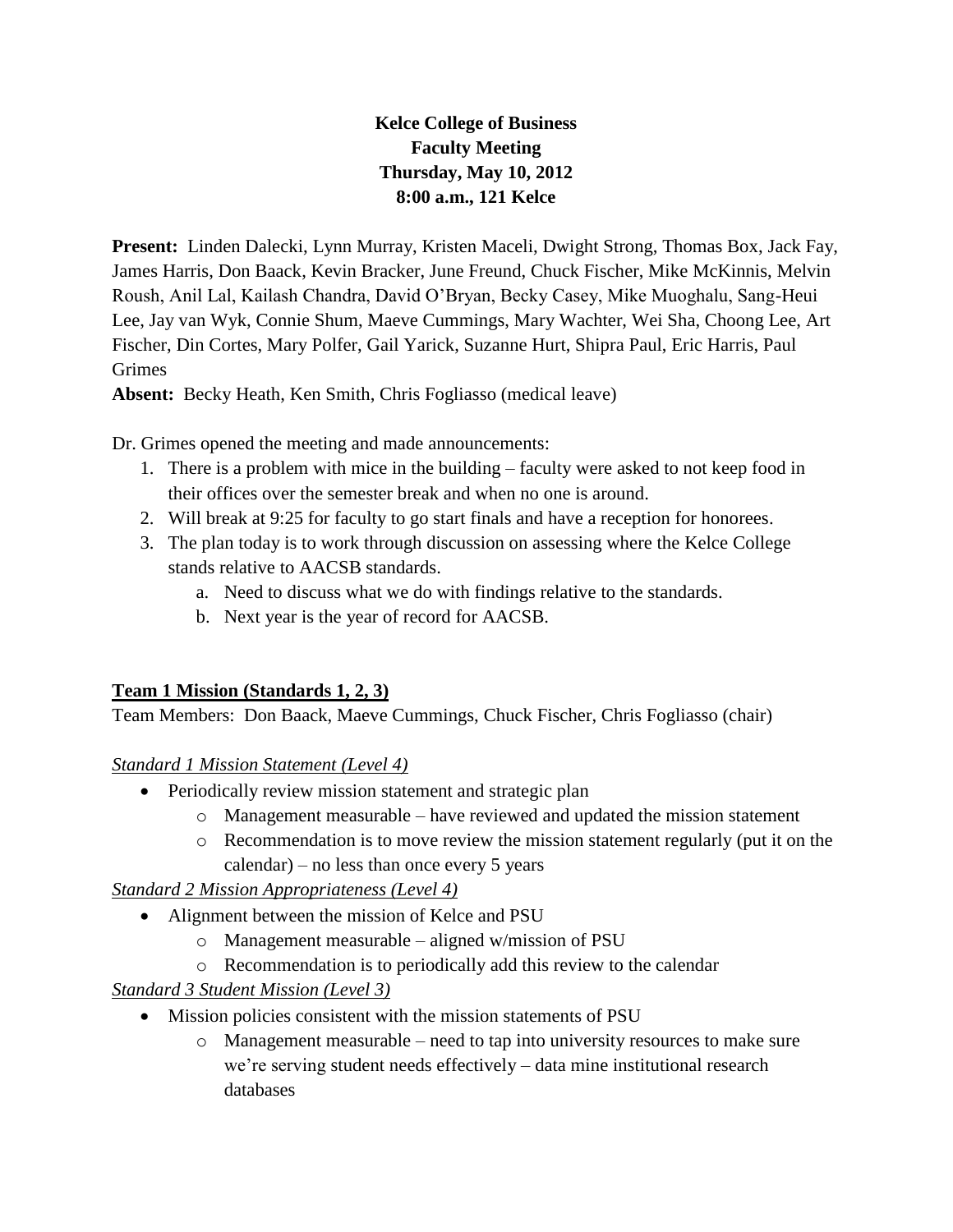**Kelce College of Business**
**Faculty Meeting**
**Thursday, May 10, 2012**
**8:00 a.m., 121 Kelce**

**Present:** Linden Dalecki, Lynn Murray, Kristen Maceli, Dwight Strong, Thomas Box, Jack Fay, James Harris, Don Baack, Kevin Bracker, June Freund, Chuck Fischer, Mike McKinnis, Melvin Roush, Anil Lal, Kailash Chandra, David O'Bryan, Becky Casey, Mike Muoghalu, Sang-Heui Lee, Jay van Wyk, Connie Shum, Maeve Cummings, Mary Wachter, Wei Sha, Choong Lee, Art Fischer, Din Cortes, Mary Polfer, Gail Yarick, Suzanne Hurt, Shipra Paul, Eric Harris, Paul Grimes

**Absent:** Becky Heath, Ken Smith, Chris Fogliasso (medical leave)

Dr. Grimes opened the meeting and made announcements:

1. There is a problem with mice in the building – faculty were asked to not keep food in their offices over the semester break and when no one is around.
2. Will break at 9:25 for faculty to go start finals and have a reception for honorees.
3. The plan today is to work through discussion on assessing where the Kelce College stands relative to AACSB standards.
    a. Need to discuss what we do with findings relative to the standards.
    b. Next year is the year of record for AACSB.

**Team 1 Mission (Standards 1, 2, 3)**

Team Members: Don Baack, Maeve Cummings, Chuck Fischer, Chris Fogliasso (chair)

*Standard 1 Mission Statement (Level 4)*

- Periodically review mission statement and strategic plan
    - Management measurable – have reviewed and updated the mission statement
    - Recommendation is to move review the mission statement regularly (put it on the calendar) – no less than once every 5 years

*Standard 2 Mission Appropriateness (Level 4)*

- Alignment between the mission of Kelce and PSU
    - Management measurable – aligned w/mission of PSU
    - Recommendation is to periodically add this review to the calendar

*Standard 3 Student Mission (Level 3)*

- Mission policies consistent with the mission statements of PSU
    - Management measurable – need to tap into university resources to make sure we're serving student needs effectively – data mine institutional research databases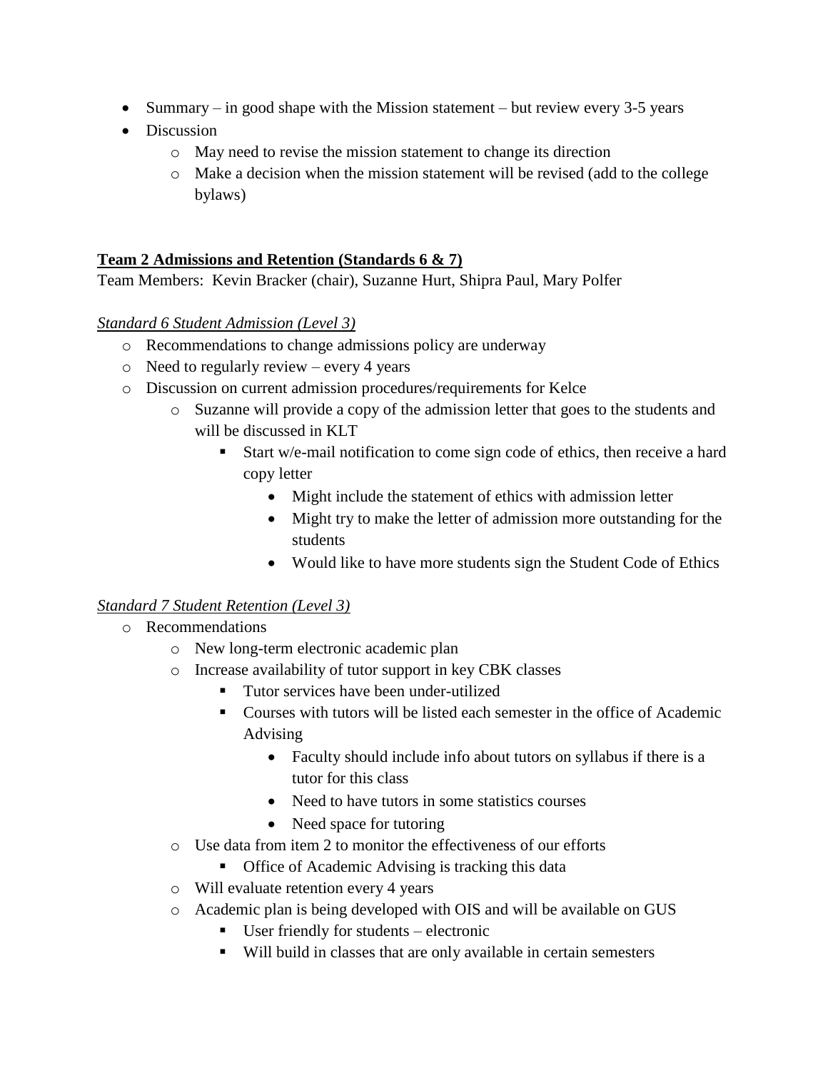- Summary – in good shape with the Mission statement – but review every 3-5 years
- Discussion
  - May need to revise the mission statement to change its direction
  - Make a decision when the mission statement will be revised (add to the college bylaws)

**Team 2 Admissions and Retention (Standards 6 & 7)**

Team Members: Kevin Bracker (chair), Suzanne Hurt, Shipra Paul, Mary Polfer

*Standard 6 Student Admission (Level 3)*

- Recommendations to change admissions policy are underway
- Need to regularly review – every 4 years
- Discussion on current admission procedures/requirements for Kelce
  - Suzanne will provide a copy of the admission letter that goes to the students and will be discussed in KLT
    - Start w/e-mail notification to come sign code of ethics, then receive a hard copy letter
      - Might include the statement of ethics with admission letter
      - Might try to make the letter of admission more outstanding for the students
      - Would like to have more students sign the Student Code of Ethics

*Standard 7 Student Retention (Level 3)*

- Recommendations
  - New long-term electronic academic plan
  - Increase availability of tutor support in key CBK classes
    - Tutor services have been under-utilized
    - Courses with tutors will be listed each semester in the office of Academic Advising
      - Faculty should include info about tutors on syllabus if there is a tutor for this class
      - Need to have tutors in some statistics courses
      - Need space for tutoring
  - Use data from item 2 to monitor the effectiveness of our efforts
    - Office of Academic Advising is tracking this data
  - Will evaluate retention every 4 years
  - Academic plan is being developed with OIS and will be available on GUS
    - User friendly for students – electronic
    - Will build in classes that are only available in certain semesters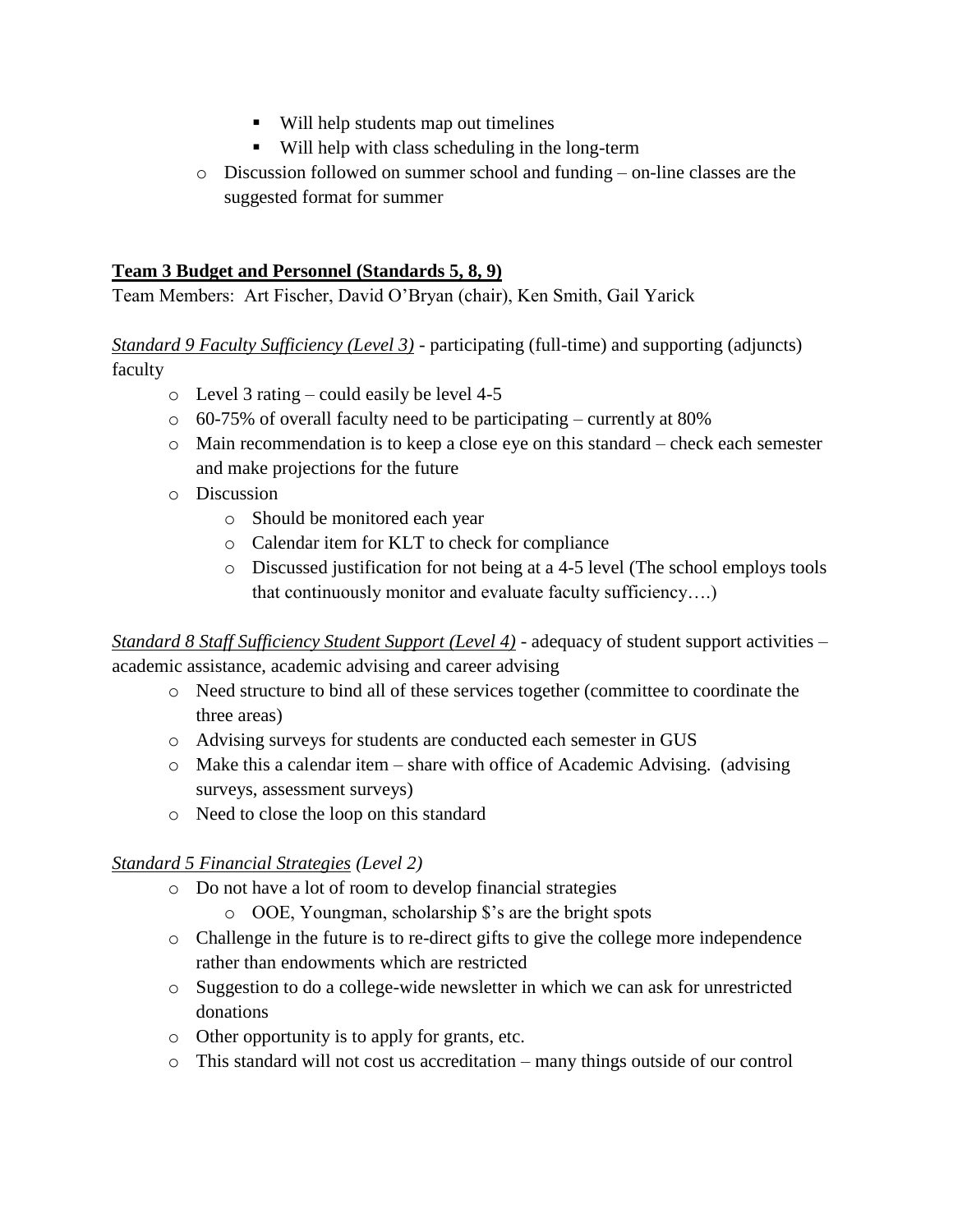- Will help students map out timelines
        - Will help with class scheduling in the long-term
    - Discussion followed on summer school and funding – on-line classes are the suggested format for summer

**<u>Team 3 Budget and Personnel (Standards 5, 8, 9)</u>**

Team Members: Art Fischer, David O'Bryan (chair), Ken Smith, Gail Yarick

*<u>Standard 9 Faculty Sufficiency (Level 3)</u>* - participating (full-time) and supporting (adjuncts) faculty

- Level 3 rating – could easily be level 4-5
- 60-75% of overall faculty need to be participating – currently at 80%
- Main recommendation is to keep a close eye on this standard – check each semester and make projections for the future
- Discussion
    - Should be monitored each year
    - Calendar item for KLT to check for compliance
    - Discussed justification for not being at a 4-5 level (The school employs tools that continuously monitor and evaluate faculty sufficiency….)

*<u>Standard 8 Staff Sufficiency Student Support (Level 4)</u>* - adequacy of student support activities – academic assistance, academic advising and career advising

- Need structure to bind all of these services together (committee to coordinate the three areas)
- Advising surveys for students are conducted each semester in GUS
- Make this a calendar item – share with office of Academic Advising. (advising surveys, assessment surveys)
- Need to close the loop on this standard

*<u>Standard 5 Financial Strategies</u> (Level 2)*

- Do not have a lot of room to develop financial strategies
    - OOE, Youngman, scholarship $'s are the bright spots
- Challenge in the future is to re-direct gifts to give the college more independence rather than endowments which are restricted
- Suggestion to do a college-wide newsletter in which we can ask for unrestricted donations
- Other opportunity is to apply for grants, etc.
- This standard will not cost us accreditation – many things outside of our control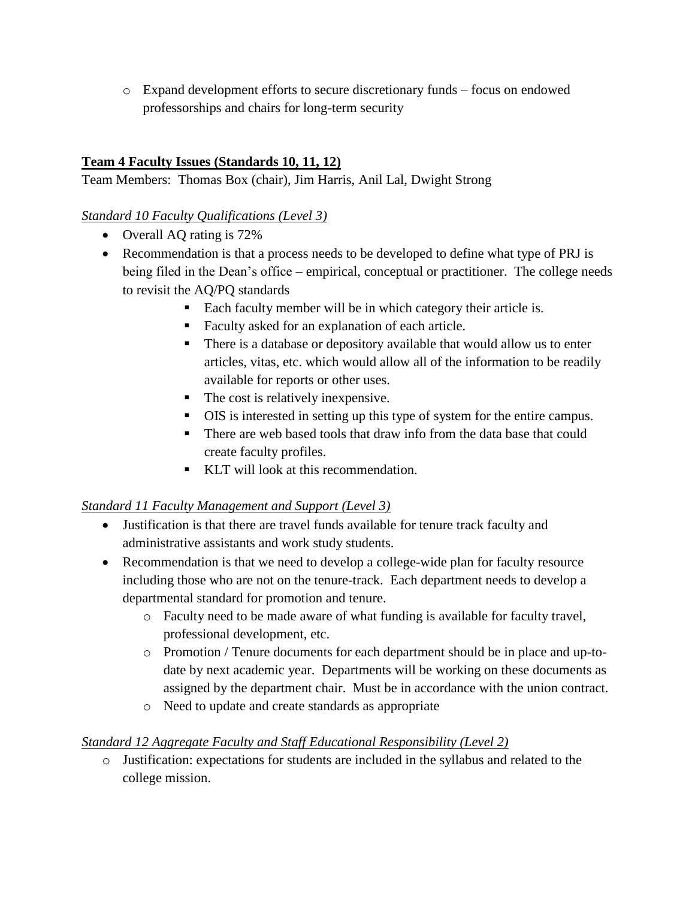- Expand development efforts to secure discretionary funds – focus on endowed professorships and chairs for long-term security

**Team 4 Faculty Issues (Standards 10, 11, 12)**

Team Members: Thomas Box (chair), Jim Harris, Anil Lal, Dwight Strong

*Standard 10 Faculty Qualifications (Level 3)*

- Overall AQ rating is 72%
- Recommendation is that a process needs to be developed to define what type of PRJ is being filed in the Dean's office – empirical, conceptual or practitioner. The college needs to revisit the AQ/PQ standards
    - Each faculty member will be in which category their article is.
    - Faculty asked for an explanation of each article.
    - There is a database or depository available that would allow us to enter articles, vitas, etc. which would allow all of the information to be readily available for reports or other uses.
    - The cost is relatively inexpensive.
    - OIS is interested in setting up this type of system for the entire campus.
    - There are web based tools that draw info from the data base that could create faculty profiles.
    - KLT will look at this recommendation.

*Standard 11 Faculty Management and Support (Level 3)*

- Justification is that there are travel funds available for tenure track faculty and administrative assistants and work study students.
- Recommendation is that we need to develop a college-wide plan for faculty resource including those who are not on the tenure-track. Each department needs to develop a departmental standard for promotion and tenure.
    - Faculty need to be made aware of what funding is available for faculty travel, professional development, etc.
    - Promotion / Tenure documents for each department should be in place and up-to-date by next academic year. Departments will be working on these documents as assigned by the department chair. Must be in accordance with the union contract.
    - Need to update and create standards as appropriate

*Standard 12 Aggregate Faculty and Staff Educational Responsibility (Level 2)*

- Justification: expectations for students are included in the syllabus and related to the college mission.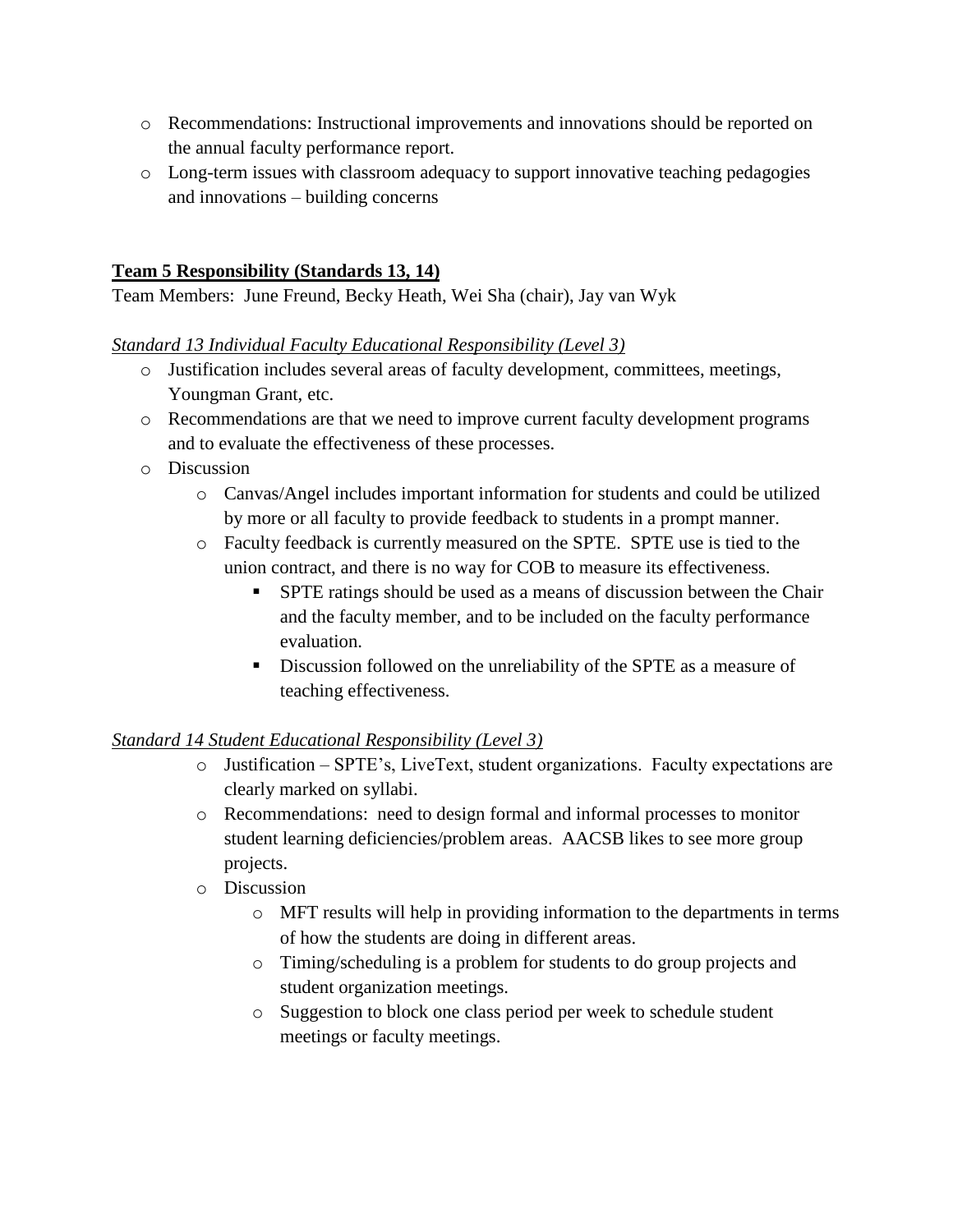- Recommendations: Instructional improvements and innovations should be reported on the annual faculty performance report.
- Long-term issues with classroom adequacy to support innovative teaching pedagogies and innovations – building concerns

**<u>Team 5 Responsibility (Standards 13, 14)</u>**

Team Members: June Freund, Becky Heath, Wei Sha (chair), Jay van Wyk

*<u>Standard 13 Individual Faculty Educational Responsibility (Level 3)</u>*

- Justification includes several areas of faculty development, committees, meetings, Youngman Grant, etc.
- Recommendations are that we need to improve current faculty development programs and to evaluate the effectiveness of these processes.
- Discussion
    - Canvas/Angel includes important information for students and could be utilized by more or all faculty to provide feedback to students in a prompt manner.
    - Faculty feedback is currently measured on the SPTE. SPTE use is tied to the union contract, and there is no way for COB to measure its effectiveness.
        - SPTE ratings should be used as a means of discussion between the Chair and the faculty member, and to be included on the faculty performance evaluation.
        - Discussion followed on the unreliability of the SPTE as a measure of teaching effectiveness.

*<u>Standard 14 Student Educational Responsibility (Level 3)</u>*

- Justification – SPTE's, LiveText, student organizations. Faculty expectations are clearly marked on syllabi.
- Recommendations: need to design formal and informal processes to monitor student learning deficiencies/problem areas. AACSB likes to see more group projects.
- Discussion
    - MFT results will help in providing information to the departments in terms of how the students are doing in different areas.
    - Timing/scheduling is a problem for students to do group projects and student organization meetings.
    - Suggestion to block one class period per week to schedule student meetings or faculty meetings.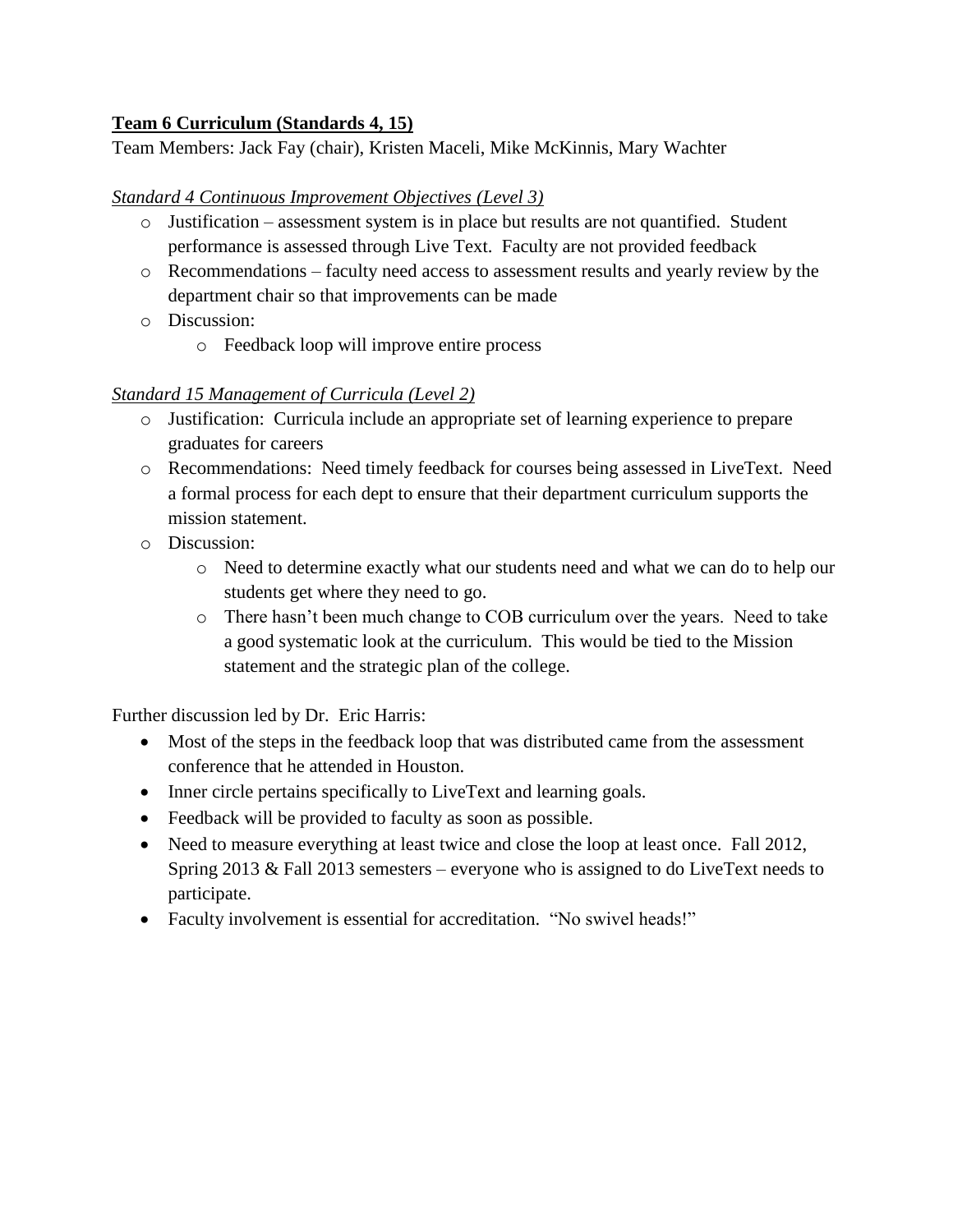**Team 6 Curriculum (Standards 4, 15)**

Team Members: Jack Fay (chair), Kristen Maceli, Mike McKinnis, Mary Wachter

*Standard 4 Continuous Improvement Objectives (Level 3)*

- Justification – assessment system is in place but results are not quantified. Student performance is assessed through Live Text. Faculty are not provided feedback
- Recommendations – faculty need access to assessment results and yearly review by the department chair so that improvements can be made
- Discussion:
  - Feedback loop will improve entire process

*Standard 15 Management of Curricula (Level 2)*

- Justification: Curricula include an appropriate set of learning experience to prepare graduates for careers
- Recommendations: Need timely feedback for courses being assessed in LiveText. Need a formal process for each dept to ensure that their department curriculum supports the mission statement.
- Discussion:
  - Need to determine exactly what our students need and what we can do to help our students get where they need to go.
  - There hasn't been much change to COB curriculum over the years. Need to take a good systematic look at the curriculum. This would be tied to the Mission statement and the strategic plan of the college.

Further discussion led by Dr. Eric Harris:

- Most of the steps in the feedback loop that was distributed came from the assessment conference that he attended in Houston.
- Inner circle pertains specifically to LiveText and learning goals.
- Feedback will be provided to faculty as soon as possible.
- Need to measure everything at least twice and close the loop at least once. Fall 2012, Spring 2013 & Fall 2013 semesters – everyone who is assigned to do LiveText needs to participate.
- Faculty involvement is essential for accreditation. "No swivel heads!"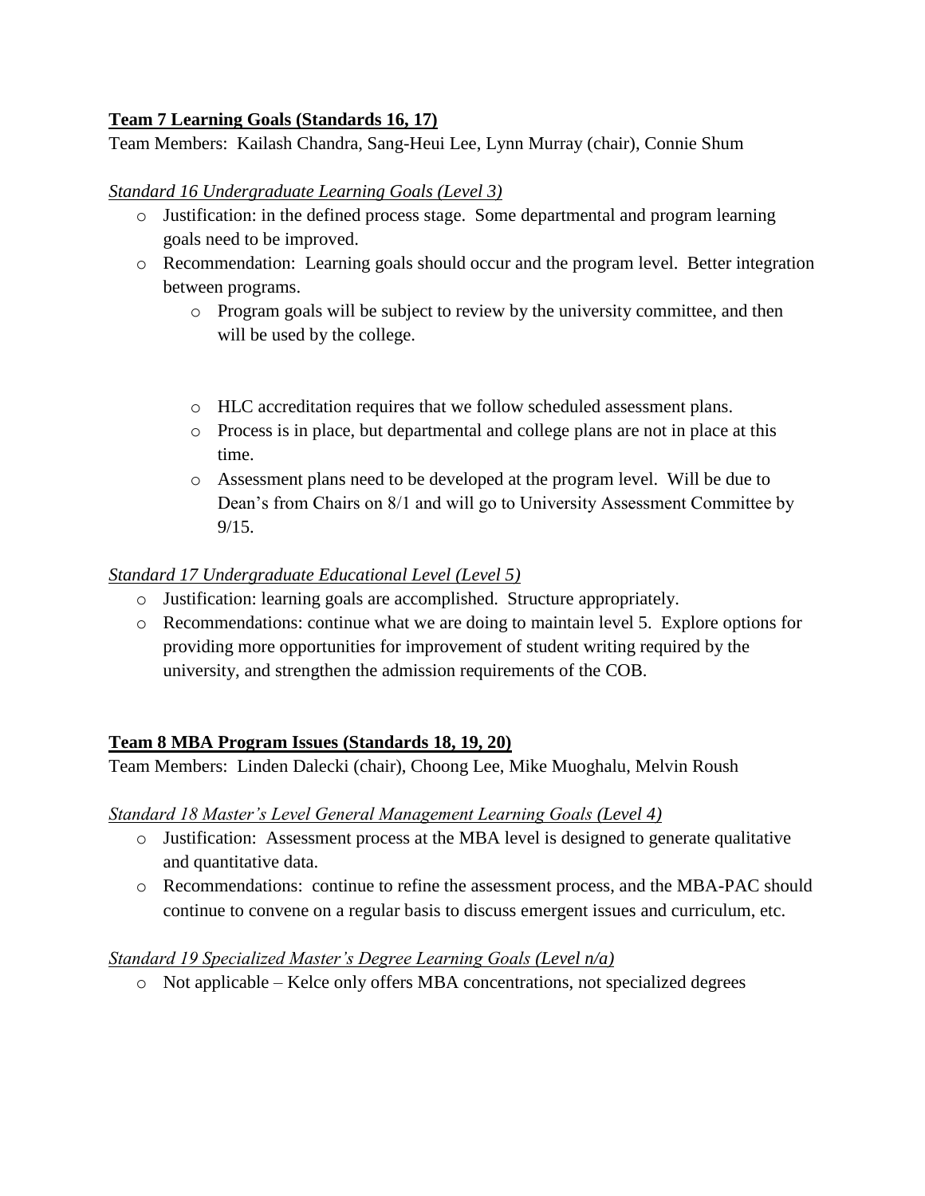**Team 7 Learning Goals (Standards 16, 17)**

Team Members: Kailash Chandra, Sang-Heui Lee, Lynn Murray (chair), Connie Shum

*Standard 16 Undergraduate Learning Goals (Level 3)*

- Justification: in the defined process stage. Some departmental and program learning goals need to be improved.
- Recommendation: Learning goals should occur and the program level. Better integration between programs.
  - Program goals will be subject to review by the university committee, and then will be used by the college.
  - HLC accreditation requires that we follow scheduled assessment plans.
  - Process is in place, but departmental and college plans are not in place at this time.
  - Assessment plans need to be developed at the program level. Will be due to Dean's from Chairs on 8/1 and will go to University Assessment Committee by 9/15.

*Standard 17 Undergraduate Educational Level (Level 5)*

- Justification: learning goals are accomplished. Structure appropriately.
- Recommendations: continue what we are doing to maintain level 5. Explore options for providing more opportunities for improvement of student writing required by the university, and strengthen the admission requirements of the COB.

**Team 8 MBA Program Issues (Standards 18, 19, 20)**

Team Members: Linden Dalecki (chair), Choong Lee, Mike Muoghalu, Melvin Roush

*Standard 18 Master's Level General Management Learning Goals (Level 4)*

- Justification: Assessment process at the MBA level is designed to generate qualitative and quantitative data.
- Recommendations: continue to refine the assessment process, and the MBA-PAC should continue to convene on a regular basis to discuss emergent issues and curriculum, etc.

*Standard 19 Specialized Master's Degree Learning Goals (Level n/a)*

- Not applicable – Kelce only offers MBA concentrations, not specialized degrees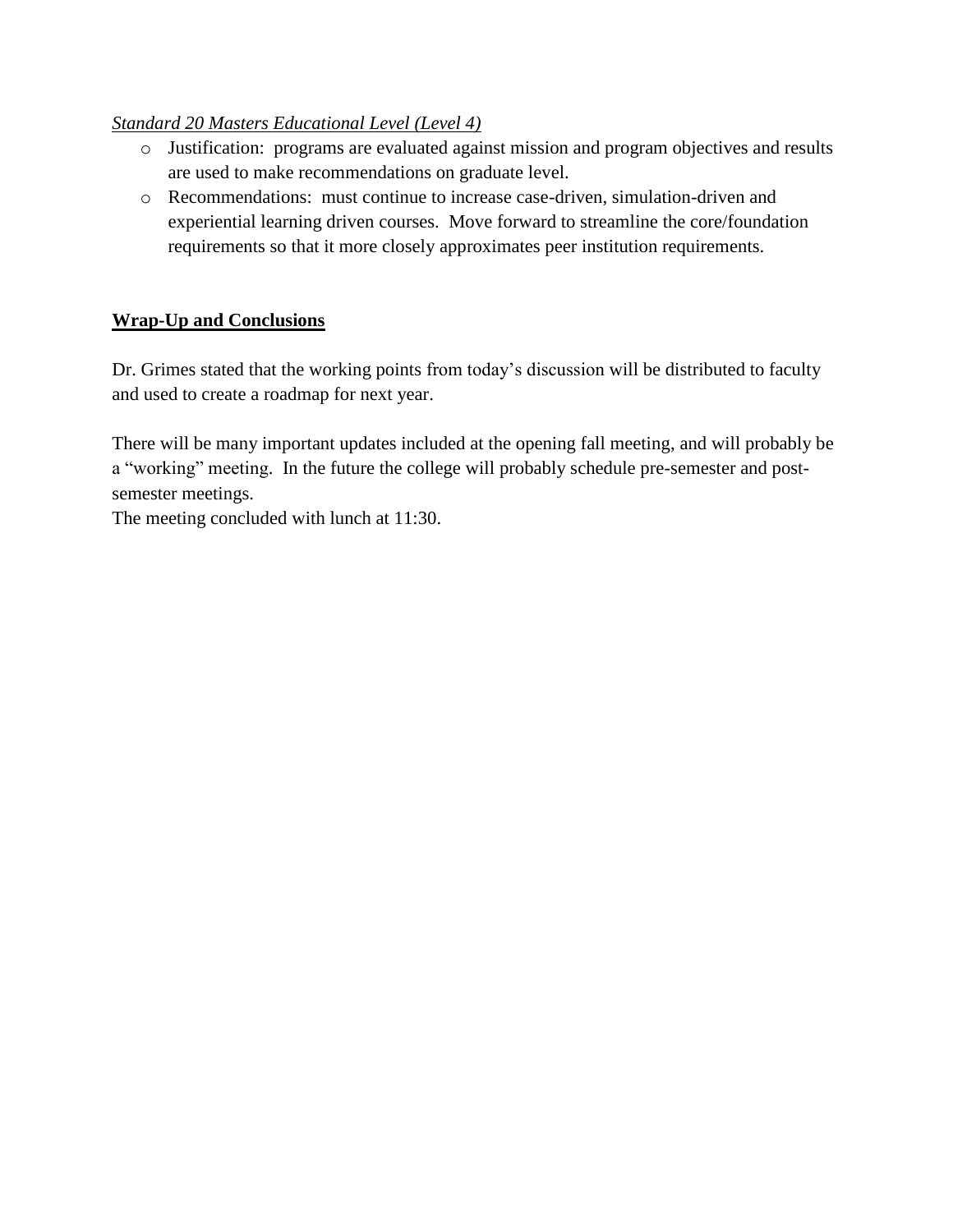*Standard 20 Masters Educational Level (Level 4)*

- Justification: programs are evaluated against mission and program objectives and results are used to make recommendations on graduate level.
- Recommendations: must continue to increase case-driven, simulation-driven and experiential learning driven courses. Move forward to streamline the core/foundation requirements so that it more closely approximates peer institution requirements.

**Wrap-Up and Conclusions**

Dr. Grimes stated that the working points from today's discussion will be distributed to faculty and used to create a roadmap for next year.

There will be many important updates included at the opening fall meeting, and will probably be a "working" meeting. In the future the college will probably schedule pre-semester and post-semester meetings.
The meeting concluded with lunch at 11:30.